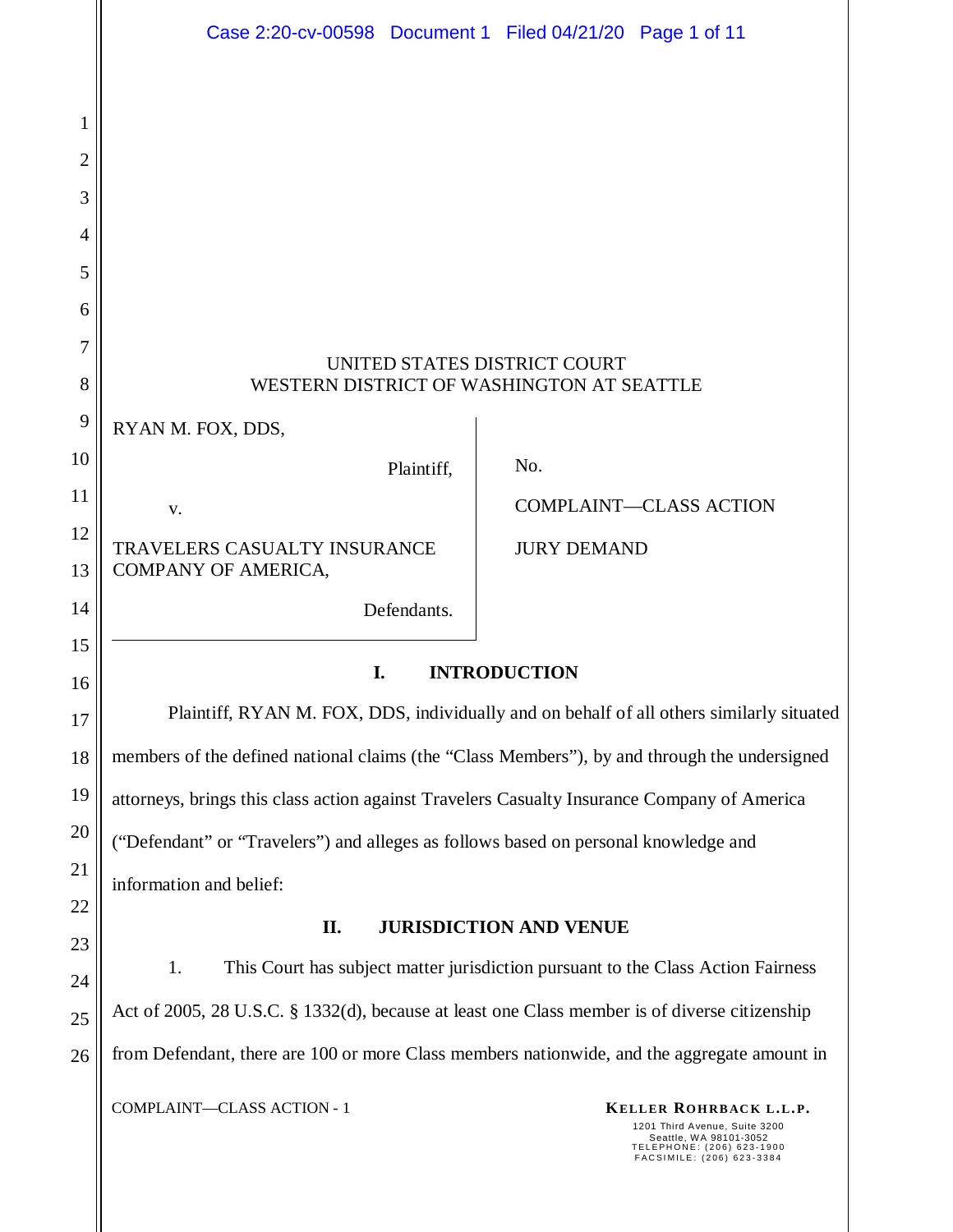UNITED STATES DISTRICT COURT
WESTERN DISTRICT OF WASHINGTON AT SEATTLE

| | |
|---|---|
| RYAN M. FOX, DDS,<br><br>Plaintiff,<br><br>v.<br><br>TRAVELERS CASUALTY INSURANCE COMPANY OF AMERICA,<br><br>Defendants. | No.<br><br>COMPLAINT—CLASS ACTION<br><br>JURY DEMAND |

## I. INTRODUCTION

Plaintiff, RYAN M. FOX, DDS, individually and on behalf of all others similarly situated members of the defined national claims (the "Class Members"), by and through the undersigned attorneys, brings this class action against Travelers Casualty Insurance Company of America ("Defendant" or "Travelers") and alleges as follows based on personal knowledge and information and belief:

## II. JURISDICTION AND VENUE

1. This Court has subject matter jurisdiction pursuant to the Class Action Fairness Act of 2005, 28 U.S.C. § 1332(d), because at least one Class member is of diverse citizenship from Defendant, there are 100 or more Class members nationwide, and the aggregate amount in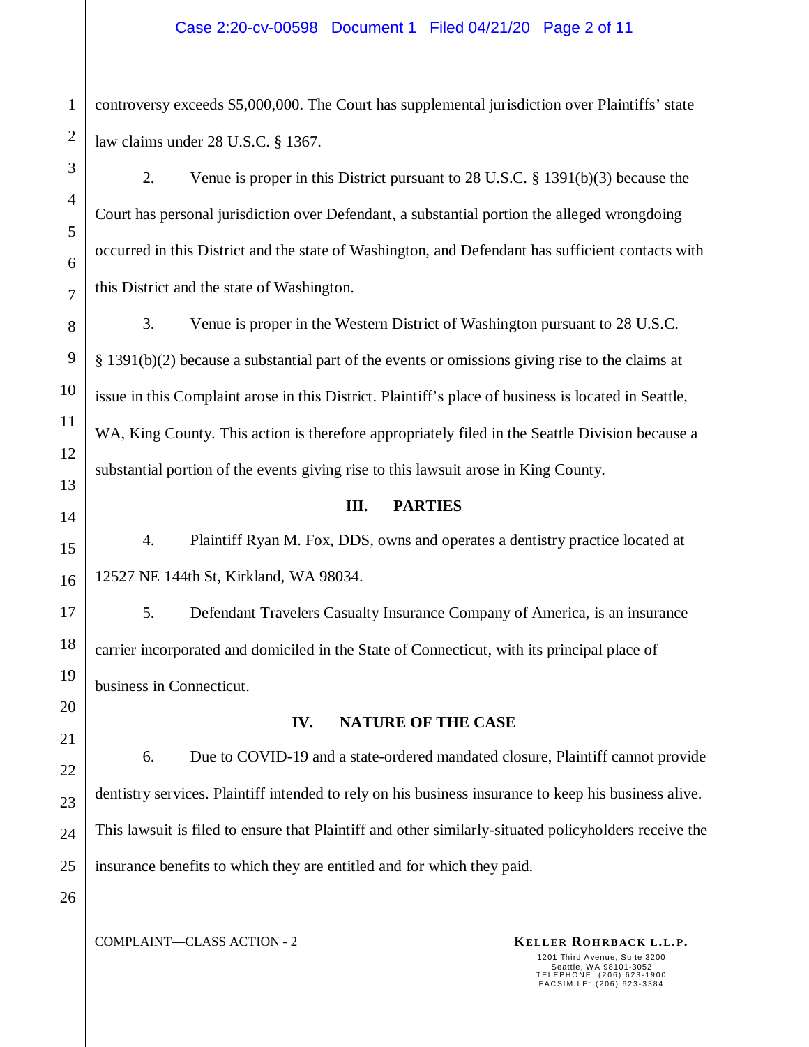controversy exceeds $5,000,000. The Court has supplemental jurisdiction over Plaintiffs' state law claims under 28 U.S.C. § 1367.

2. Venue is proper in this District pursuant to 28 U.S.C. § 1391(b)(3) because the Court has personal jurisdiction over Defendant, a substantial portion the alleged wrongdoing occurred in this District and the state of Washington, and Defendant has sufficient contacts with this District and the state of Washington.

3. Venue is proper in the Western District of Washington pursuant to 28 U.S.C. § 1391(b)(2) because a substantial part of the events or omissions giving rise to the claims at issue in this Complaint arose in this District. Plaintiff's place of business is located in Seattle, WA, King County. This action is therefore appropriately filed in the Seattle Division because a substantial portion of the events giving rise to this lawsuit arose in King County.

## III. PARTIES

4. Plaintiff Ryan M. Fox, DDS, owns and operates a dentistry practice located at 12527 NE 144th St, Kirkland, WA 98034.

5. Defendant Travelers Casualty Insurance Company of America, is an insurance carrier incorporated and domiciled in the State of Connecticut, with its principal place of business in Connecticut.

## IV. NATURE OF THE CASE

6. Due to COVID-19 and a state-ordered mandated closure, Plaintiff cannot provide dentistry services. Plaintiff intended to rely on his business insurance to keep his business alive. This lawsuit is filed to ensure that Plaintiff and other similarly-situated policyholders receive the insurance benefits to which they are entitled and for which they paid.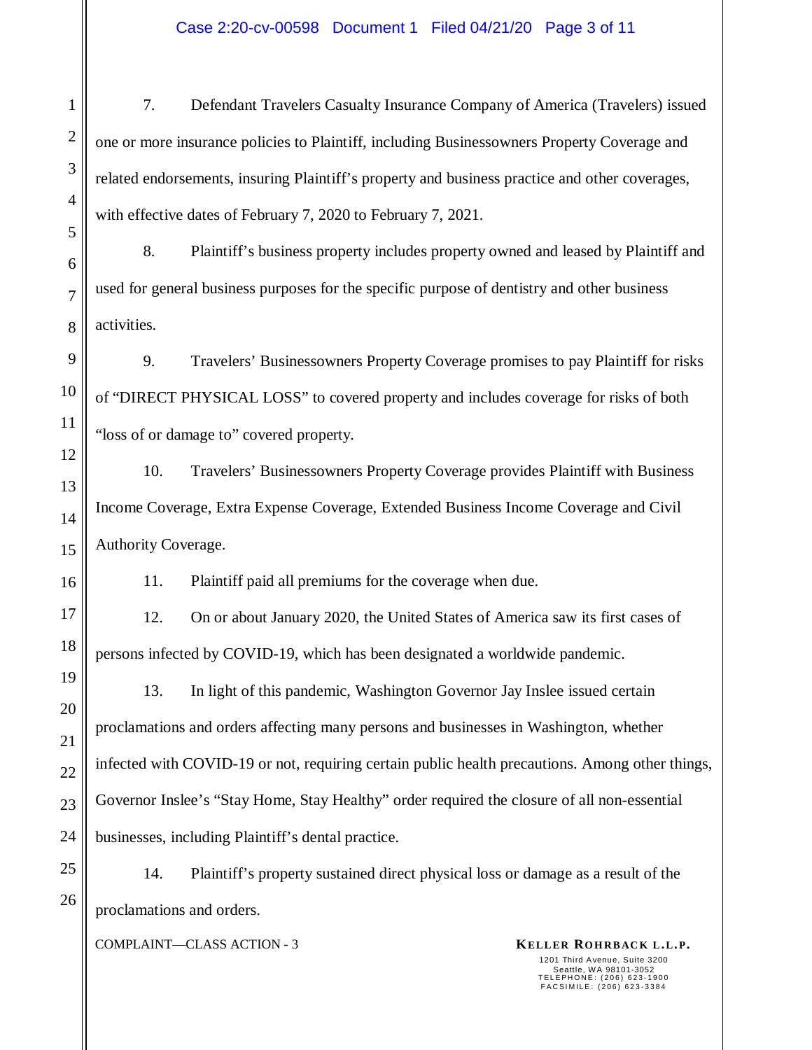7. Defendant Travelers Casualty Insurance Company of America (Travelers) issued one or more insurance policies to Plaintiff, including Businessowners Property Coverage and related endorsements, insuring Plaintiff's property and business practice and other coverages, with effective dates of February 7, 2020 to February 7, 2021.

8. Plaintiff's business property includes property owned and leased by Plaintiff and used for general business purposes for the specific purpose of dentistry and other business activities.

9. Travelers' Businessowners Property Coverage promises to pay Plaintiff for risks of "DIRECT PHYSICAL LOSS" to covered property and includes coverage for risks of both "loss of or damage to" covered property.

10. Travelers' Businessowners Property Coverage provides Plaintiff with Business Income Coverage, Extra Expense Coverage, Extended Business Income Coverage and Civil Authority Coverage.

11. Plaintiff paid all premiums for the coverage when due.

12. On or about January 2020, the United States of America saw its first cases of persons infected by COVID-19, which has been designated a worldwide pandemic.

13. In light of this pandemic, Washington Governor Jay Inslee issued certain proclamations and orders affecting many persons and businesses in Washington, whether infected with COVID-19 or not, requiring certain public health precautions. Among other things, Governor Inslee's "Stay Home, Stay Healthy" order required the closure of all non-essential businesses, including Plaintiff's dental practice.

14. Plaintiff's property sustained direct physical loss or damage as a result of the proclamations and orders.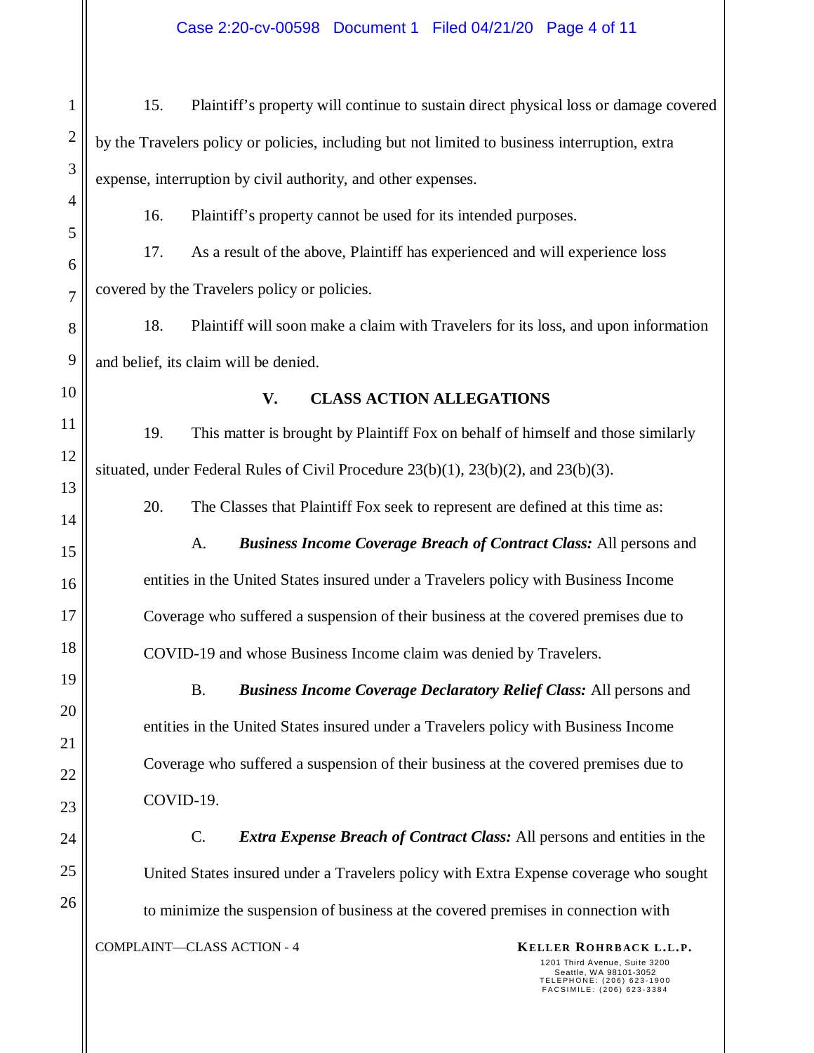15. Plaintiff's property will continue to sustain direct physical loss or damage covered by the Travelers policy or policies, including but not limited to business interruption, extra expense, interruption by civil authority, and other expenses.

16. Plaintiff's property cannot be used for its intended purposes.

17. As a result of the above, Plaintiff has experienced and will experience loss covered by the Travelers policy or policies.

18. Plaintiff will soon make a claim with Travelers for its loss, and upon information and belief, its claim will be denied.

## V. CLASS ACTION ALLEGATIONS

19. This matter is brought by Plaintiff Fox on behalf of himself and those similarly situated, under Federal Rules of Civil Procedure 23(b)(1), 23(b)(2), and 23(b)(3).

20. The Classes that Plaintiff Fox seek to represent are defined at this time as:

A. ***Business Income Coverage Breach of Contract Class:*** All persons and entities in the United States insured under a Travelers policy with Business Income Coverage who suffered a suspension of their business at the covered premises due to COVID-19 and whose Business Income claim was denied by Travelers.

B. ***Business Income Coverage Declaratory Relief Class:*** All persons and entities in the United States insured under a Travelers policy with Business Income Coverage who suffered a suspension of their business at the covered premises due to COVID-19.

C. ***Extra Expense Breach of Contract Class:*** All persons and entities in the United States insured under a Travelers policy with Extra Expense coverage who sought to minimize the suspension of business at the covered premises in connection with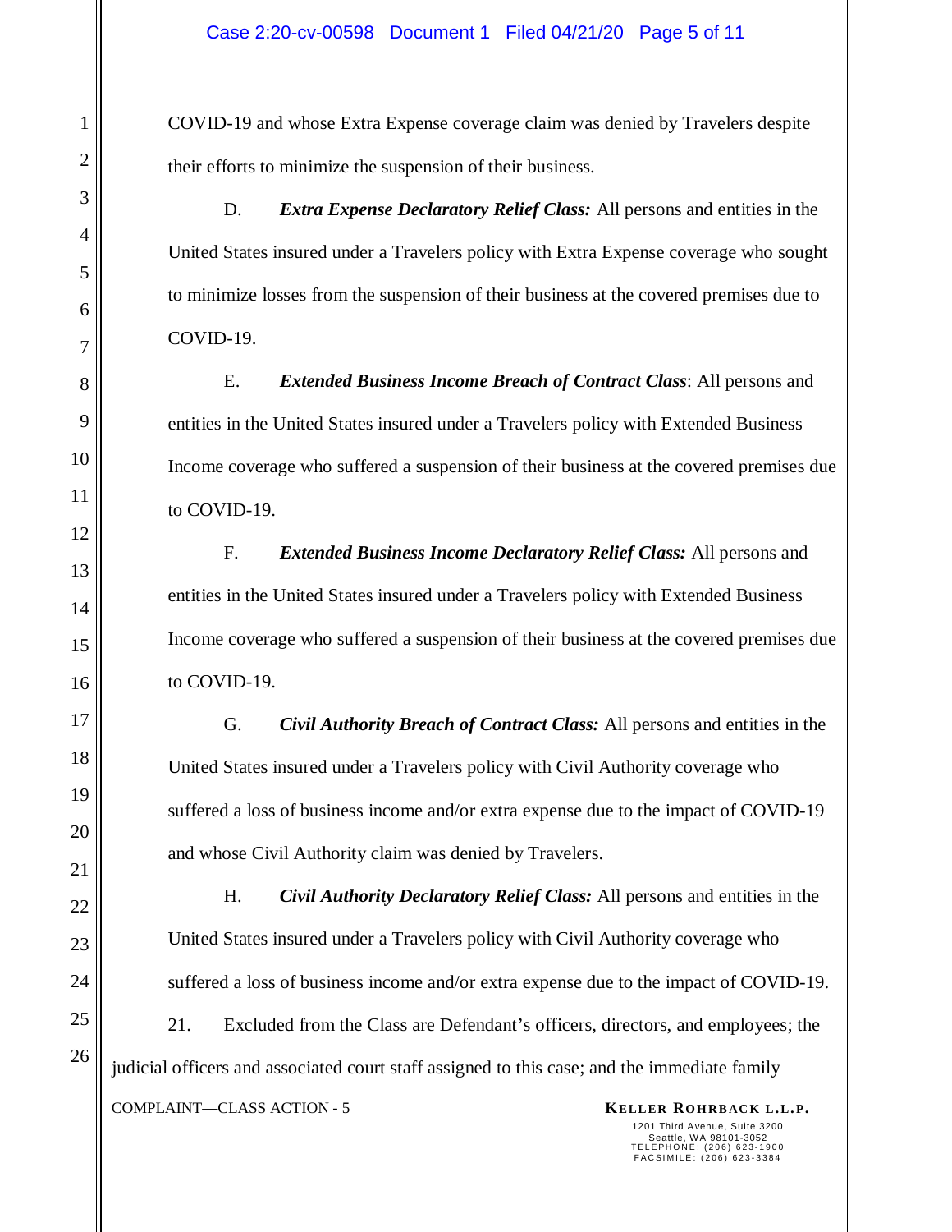COVID-19 and whose Extra Expense coverage claim was denied by Travelers despite their efforts to minimize the suspension of their business.

D. ***Extra Expense Declaratory Relief Class:*** All persons and entities in the United States insured under a Travelers policy with Extra Expense coverage who sought to minimize losses from the suspension of their business at the covered premises due to COVID-19.

E. ***Extended Business Income Breach of Contract Class***: All persons and entities in the United States insured under a Travelers policy with Extended Business Income coverage who suffered a suspension of their business at the covered premises due to COVID-19.

F. ***Extended Business Income Declaratory Relief Class:*** All persons and entities in the United States insured under a Travelers policy with Extended Business Income coverage who suffered a suspension of their business at the covered premises due to COVID-19.

G. ***Civil Authority Breach of Contract Class:*** All persons and entities in the United States insured under a Travelers policy with Civil Authority coverage who suffered a loss of business income and/or extra expense due to the impact of COVID-19 and whose Civil Authority claim was denied by Travelers.

H. ***Civil Authority Declaratory Relief Class:*** All persons and entities in the United States insured under a Travelers policy with Civil Authority coverage who suffered a loss of business income and/or extra expense due to the impact of COVID-19.

21. Excluded from the Class are Defendant's officers, directors, and employees; the judicial officers and associated court staff assigned to this case; and the immediate family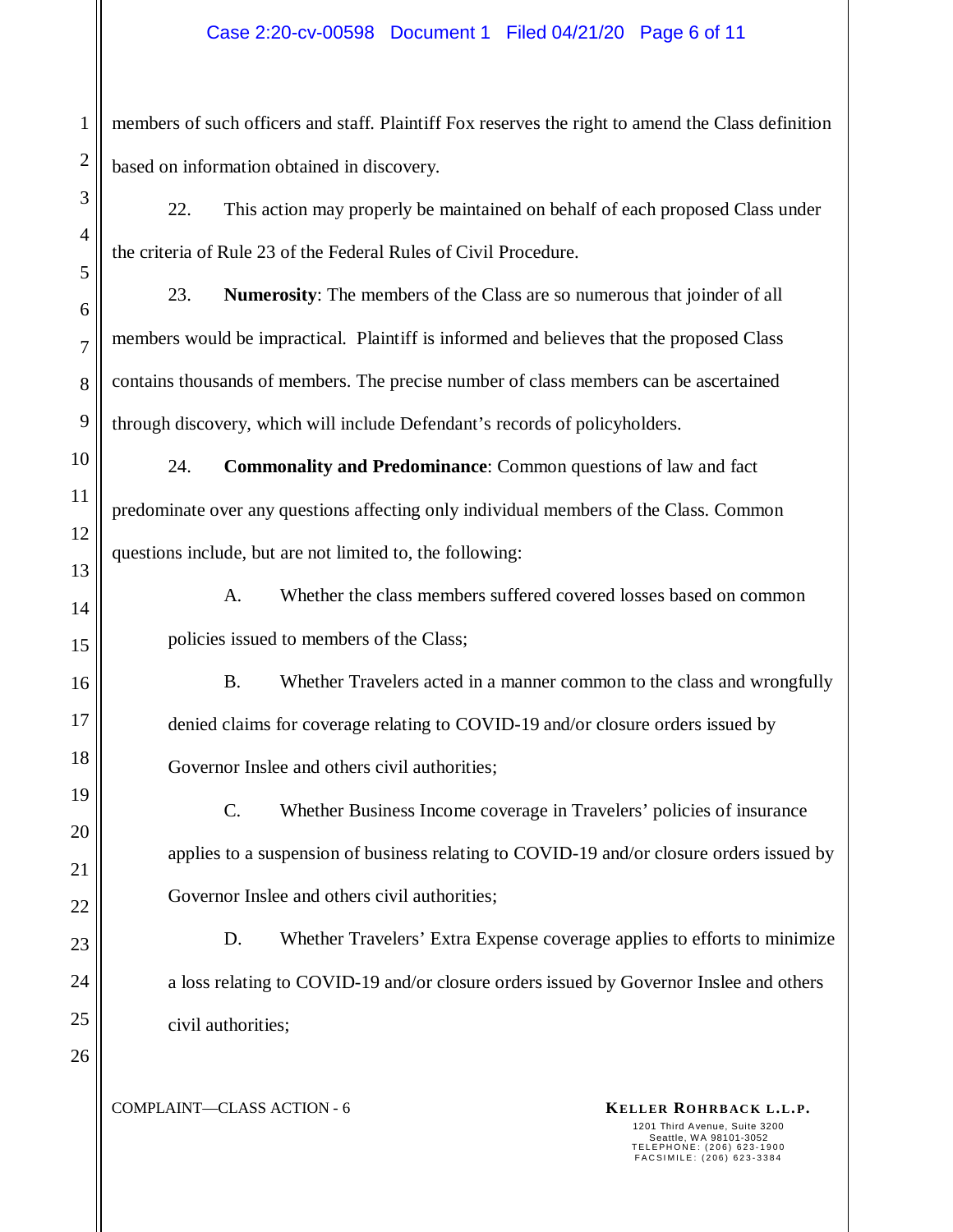members of such officers and staff. Plaintiff Fox reserves the right to amend the Class definition based on information obtained in discovery.

22. This action may properly be maintained on behalf of each proposed Class under the criteria of Rule 23 of the Federal Rules of Civil Procedure.

23. **Numerosity**: The members of the Class are so numerous that joinder of all members would be impractical. Plaintiff is informed and believes that the proposed Class contains thousands of members. The precise number of class members can be ascertained through discovery, which will include Defendant's records of policyholders.

24. **Commonality and Predominance**: Common questions of law and fact predominate over any questions affecting only individual members of the Class. Common questions include, but are not limited to, the following:

A. Whether the class members suffered covered losses based on common policies issued to members of the Class;

B. Whether Travelers acted in a manner common to the class and wrongfully denied claims for coverage relating to COVID-19 and/or closure orders issued by Governor Inslee and others civil authorities;

C. Whether Business Income coverage in Travelers' policies of insurance applies to a suspension of business relating to COVID-19 and/or closure orders issued by Governor Inslee and others civil authorities;

D. Whether Travelers' Extra Expense coverage applies to efforts to minimize a loss relating to COVID-19 and/or closure orders issued by Governor Inslee and others civil authorities;

COMPLAINT—CLASS ACTION - 6

**KELLER ROHRBACK L.L.P.**
1201 Third Avenue, Suite 3200
Seattle, WA 98101-3052
TELEPHONE: (206) 623-1900
FACSIMILE: (206) 623-3384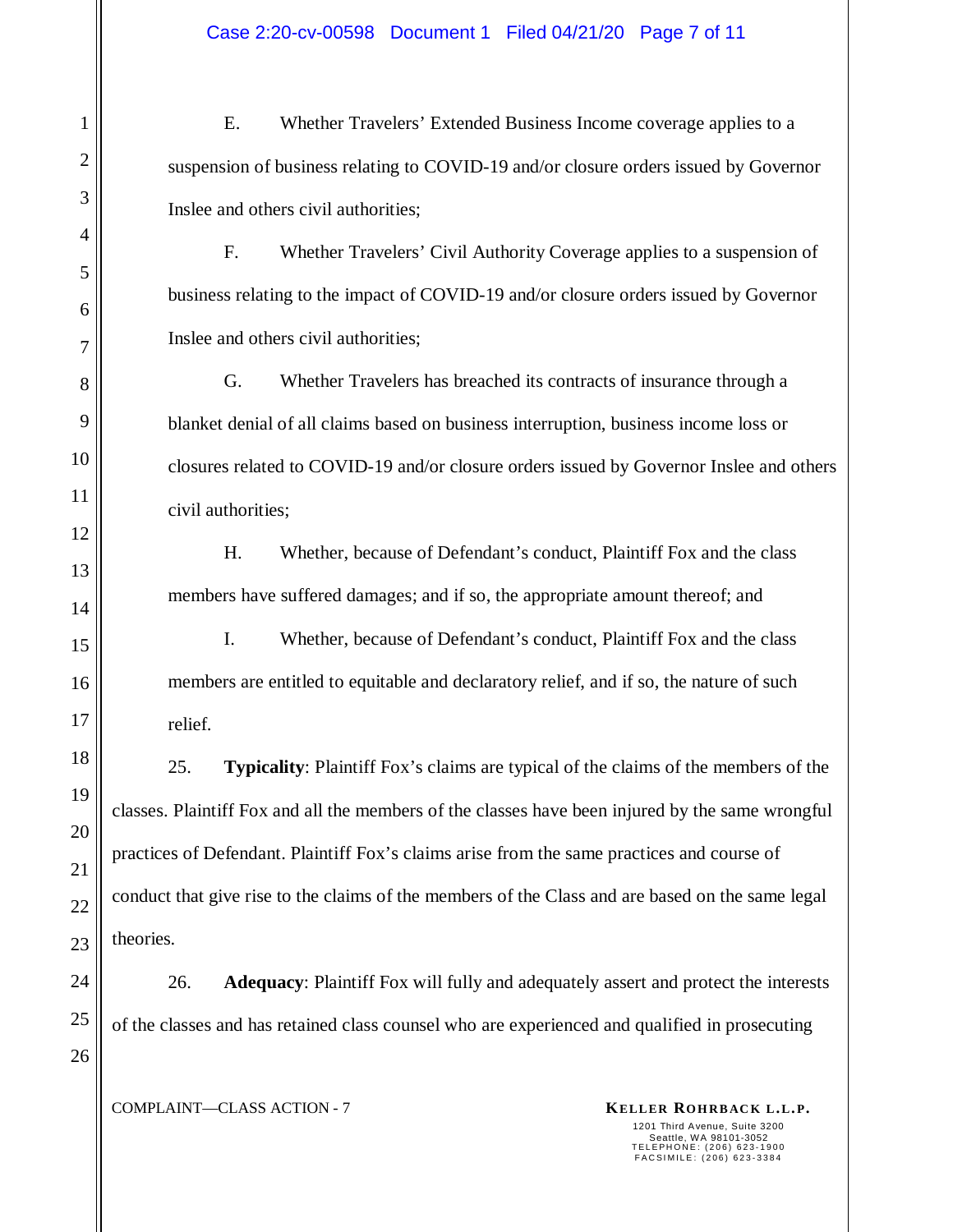E. Whether Travelers' Extended Business Income coverage applies to a suspension of business relating to COVID-19 and/or closure orders issued by Governor Inslee and others civil authorities;

F. Whether Travelers' Civil Authority Coverage applies to a suspension of business relating to the impact of COVID-19 and/or closure orders issued by Governor Inslee and others civil authorities;

G. Whether Travelers has breached its contracts of insurance through a blanket denial of all claims based on business interruption, business income loss or closures related to COVID-19 and/or closure orders issued by Governor Inslee and others civil authorities;

H. Whether, because of Defendant's conduct, Plaintiff Fox and the class members have suffered damages; and if so, the appropriate amount thereof; and

I. Whether, because of Defendant's conduct, Plaintiff Fox and the class members are entitled to equitable and declaratory relief, and if so, the nature of such relief.

25. **Typicality**: Plaintiff Fox's claims are typical of the claims of the members of the classes. Plaintiff Fox and all the members of the classes have been injured by the same wrongful practices of Defendant. Plaintiff Fox's claims arise from the same practices and course of conduct that give rise to the claims of the members of the Class and are based on the same legal theories.

26. **Adequacy**: Plaintiff Fox will fully and adequately assert and protect the interests of the classes and has retained class counsel who are experienced and qualified in prosecuting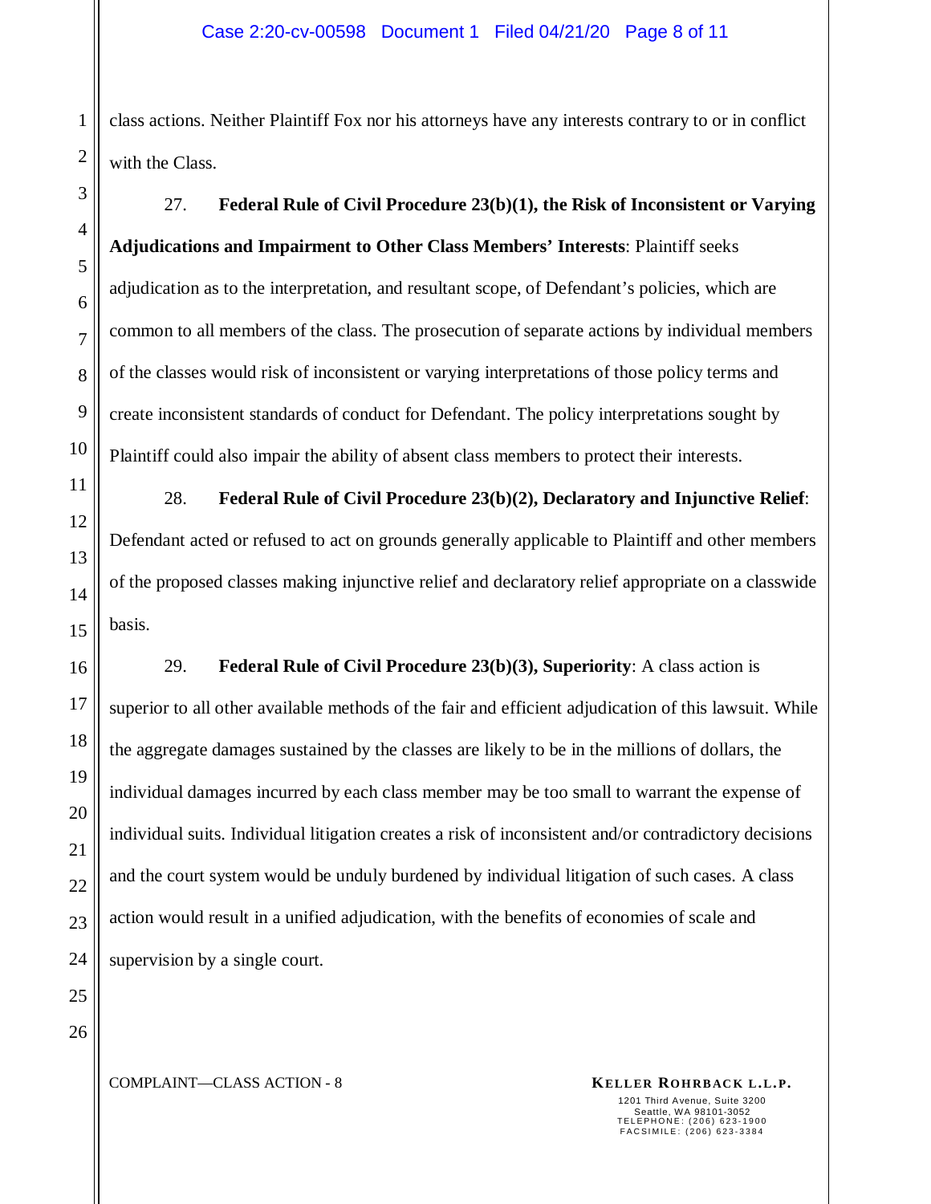class actions. Neither Plaintiff Fox nor his attorneys have any interests contrary to or in conflict with the Class.

27. **Federal Rule of Civil Procedure 23(b)(1), the Risk of Inconsistent or Varying Adjudications and Impairment to Other Class Members' Interests**: Plaintiff seeks adjudication as to the interpretation, and resultant scope, of Defendant's policies, which are common to all members of the class. The prosecution of separate actions by individual members of the classes would risk of inconsistent or varying interpretations of those policy terms and create inconsistent standards of conduct for Defendant. The policy interpretations sought by Plaintiff could also impair the ability of absent class members to protect their interests.

28. **Federal Rule of Civil Procedure 23(b)(2), Declaratory and Injunctive Relief**: Defendant acted or refused to act on grounds generally applicable to Plaintiff and other members of the proposed classes making injunctive relief and declaratory relief appropriate on a classwide basis.

29. **Federal Rule of Civil Procedure 23(b)(3), Superiority**: A class action is superior to all other available methods of the fair and efficient adjudication of this lawsuit. While the aggregate damages sustained by the classes are likely to be in the millions of dollars, the individual damages incurred by each class member may be too small to warrant the expense of individual suits. Individual litigation creates a risk of inconsistent and/or contradictory decisions and the court system would be unduly burdened by individual litigation of such cases. A class action would result in a unified adjudication, with the benefits of economies of scale and supervision by a single court.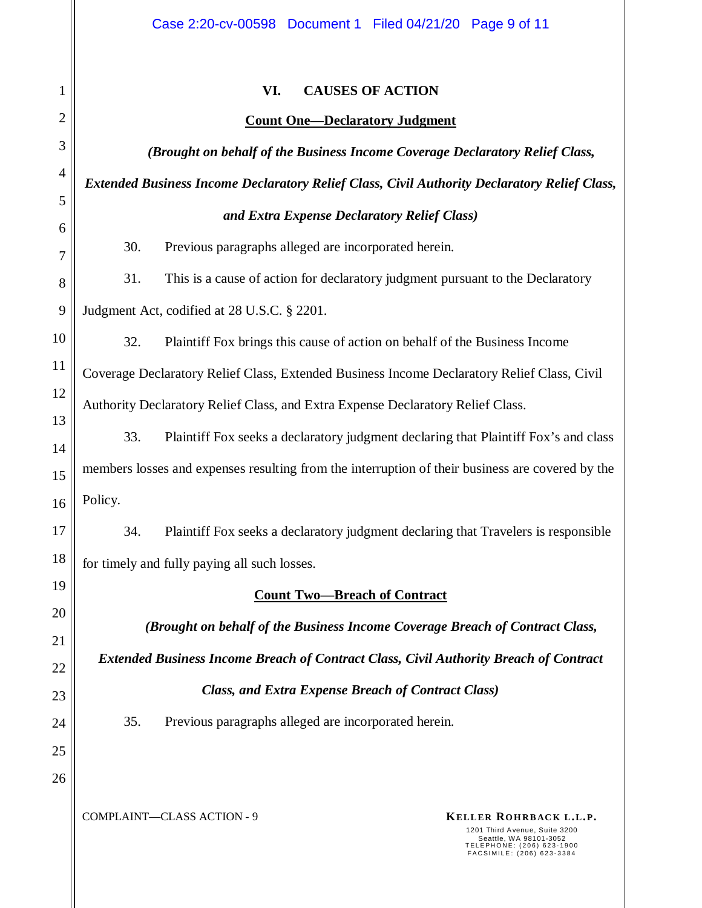## VI. CAUSES OF ACTION

### Count One—Declaratory Judgment

***(Brought on behalf of the Business Income Coverage Declaratory Relief Class, Extended Business Income Declaratory Relief Class, Civil Authority Declaratory Relief Class, and Extra Expense Declaratory Relief Class)***

30. Previous paragraphs alleged are incorporated herein.

31. This is a cause of action for declaratory judgment pursuant to the Declaratory Judgment Act, codified at 28 U.S.C. § 2201.

32. Plaintiff Fox brings this cause of action on behalf of the Business Income Coverage Declaratory Relief Class, Extended Business Income Declaratory Relief Class, Civil Authority Declaratory Relief Class, and Extra Expense Declaratory Relief Class.

33. Plaintiff Fox seeks a declaratory judgment declaring that Plaintiff Fox's and class members losses and expenses resulting from the interruption of their business are covered by the Policy.

34. Plaintiff Fox seeks a declaratory judgment declaring that Travelers is responsible for timely and fully paying all such losses.

### Count Two—Breach of Contract

***(Brought on behalf of the Business Income Coverage Breach of Contract Class, Extended Business Income Breach of Contract Class, Civil Authority Breach of Contract Class, and Extra Expense Breach of Contract Class)***

35. Previous paragraphs alleged are incorporated herein.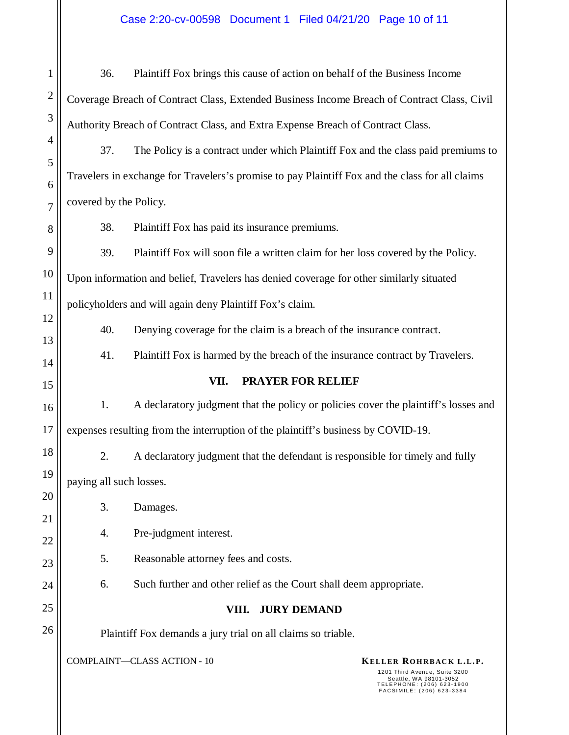36. Plaintiff Fox brings this cause of action on behalf of the Business Income Coverage Breach of Contract Class, Extended Business Income Breach of Contract Class, Civil Authority Breach of Contract Class, and Extra Expense Breach of Contract Class.

37. The Policy is a contract under which Plaintiff Fox and the class paid premiums to Travelers in exchange for Travelers's promise to pay Plaintiff Fox and the class for all claims covered by the Policy.

38. Plaintiff Fox has paid its insurance premiums.

39. Plaintiff Fox will soon file a written claim for her loss covered by the Policy. Upon information and belief, Travelers has denied coverage for other similarly situated policyholders and will again deny Plaintiff Fox's claim.

40. Denying coverage for the claim is a breach of the insurance contract.

41. Plaintiff Fox is harmed by the breach of the insurance contract by Travelers.

## VII. PRAYER FOR RELIEF

1. A declaratory judgment that the policy or policies cover the plaintiff's losses and expenses resulting from the interruption of the plaintiff's business by COVID-19.

2. A declaratory judgment that the defendant is responsible for timely and fully paying all such losses.

3. Damages.

4. Pre-judgment interest.

5. Reasonable attorney fees and costs.

6. Such further and other relief as the Court shall deem appropriate.

## VIII. JURY DEMAND

Plaintiff Fox demands a jury trial on all claims so triable.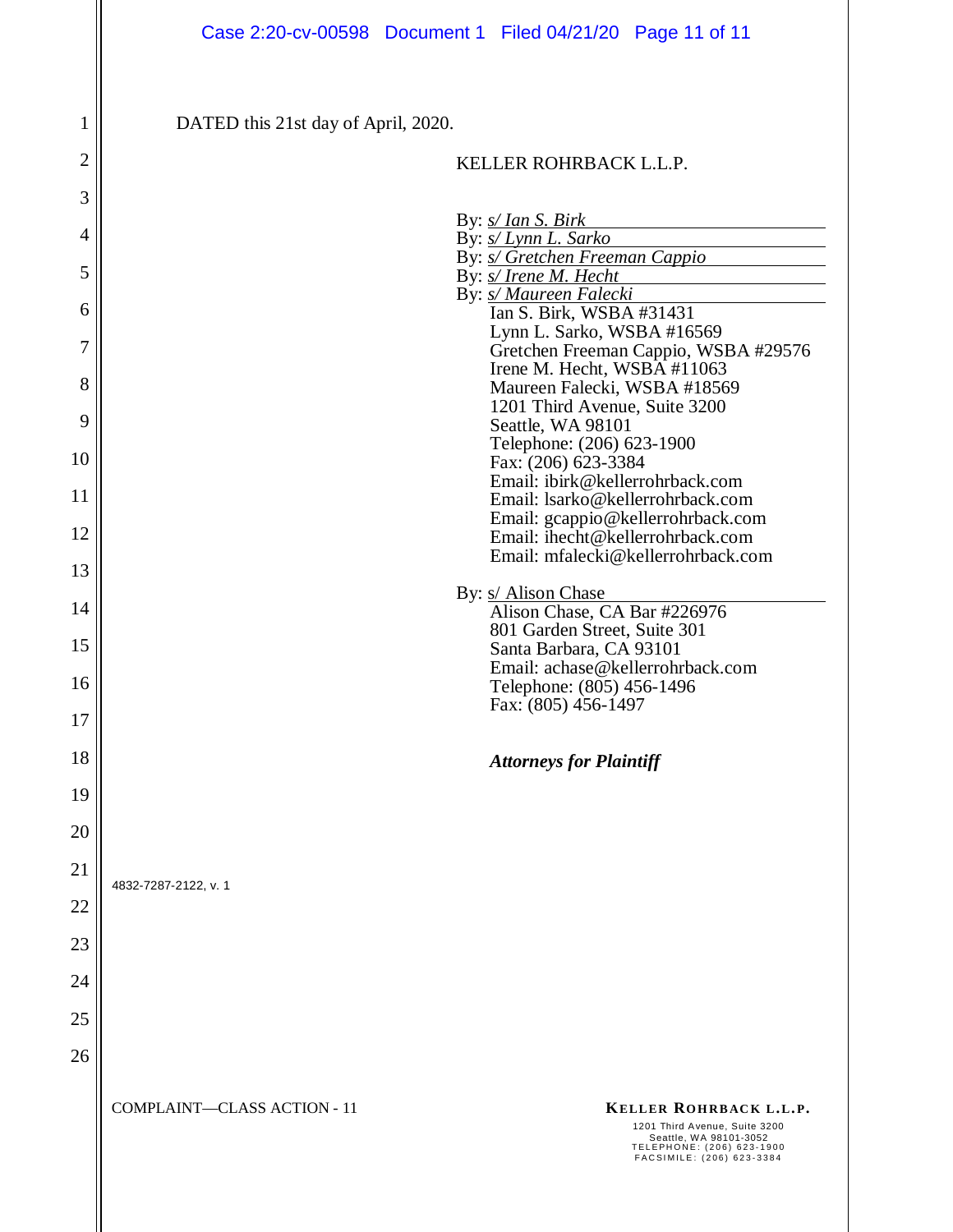DATED this 21st day of April, 2020.

KELLER ROHRBACK L.L.P.

By: *s/ Ian S. Birk*
By: *s/ Lynn L. Sarko*
By: *s/ Gretchen Freeman Cappio*
By: *s/ Irene M. Hecht*
By: *s/ Maureen Falecki*
Ian S. Birk, WSBA #31431
Lynn L. Sarko, WSBA #16569
Gretchen Freeman Cappio, WSBA #29576
Irene M. Hecht, WSBA #11063
Maureen Falecki, WSBA #18569
1201 Third Avenue, Suite 3200
Seattle, WA 98101
Telephone: (206) 623-1900
Fax: (206) 623-3384
Email: ibirk@kellerrohrback.com
Email: lsarko@kellerrohrback.com
Email: gcappio@kellerrohrback.com
Email: ihecht@kellerrohrback.com
Email: mfalecki@kellerrohrback.com

By: s/ Alison Chase
Alison Chase, CA Bar #226976
801 Garden Street, Suite 301
Santa Barbara, CA 93101
Email: achase@kellerrohrback.com
Telephone: (805) 456-1496
Fax: (805) 456-1497

***Attorneys for Plaintiff***

4832-7287-2122, v. 1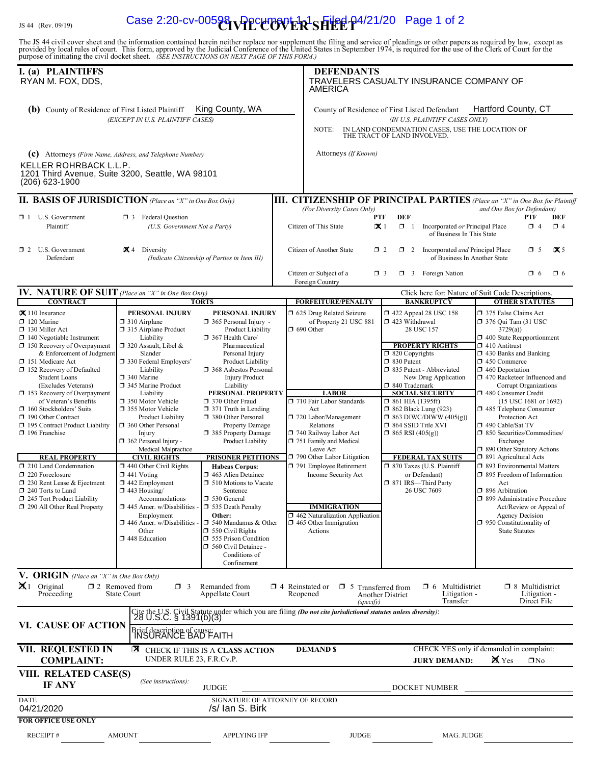JS 44 (Rev. 09/19)

# CIVIL COVER SHEET

The JS 44 civil cover sheet and the information contained herein neither replace nor supplement the filing and service of pleadings or other papers as required by law, except as provided by local rules of court. This form, approved by the Judicial Conference of the United States in September 1974, is required for the use of the Clerk of Court for the purpose of initiating the civil docket sheet. *(SEE INSTRUCTIONS ON NEXT PAGE OF THIS FORM.)*

## I. (a) PLAINTIFFS

RYAN M. FOX, DDS,

## DEFENDANTS

TRAVELERS CASUALTY INSURANCE COMPANY OF AMERICA

**(b)** County of Residence of First Listed Plaintiff: King County, WA
*(EXCEPT IN U.S. PLAINTIFF CASES)*

County of Residence of First Listed Defendant: Hartford County, CT
*(IN U.S. PLAINTIFF CASES ONLY)*

NOTE: IN LAND CONDEMNATION CASES, USE THE LOCATION OF THE TRACT OF LAND INVOLVED.

**(c)** Attorneys *(Firm Name, Address, and Telephone Number)*

KELLER ROHRBACK L.L.P.
1201 Third Avenue, Suite 3200, Seattle, WA 98101
(206) 623-1900

Attorneys *(If Known)*

## II. BASIS OF JURISDICTION *(Place an "X" in One Box Only)*

- ☐ 1 U.S. Government Plaintiff
- ☐ 3 Federal Question (U.S. Government Not a Party)
- ☐ 2 U.S. Government Defendant
- ☒ 4 Diversity (Indicate Citizenship of Parties in Item III)

## III. CITIZENSHIP OF PRINCIPAL PARTIES *(Place an "X" in One Box for Plaintiff and One Box for Defendant)* (For Diversity Cases Only)

| | PTF | DEF | | PTF | DEF |
|---|---|---|---|---|---|
| Citizen of This State | ☒ 1 | ☐ 1 | Incorporated *or* Principal Place of Business In This State | ☐ 4 | ☐ 4 |
| Citizen of Another State | ☐ 2 | ☐ 2 | Incorporated *and* Principal Place of Business In Another State | ☐ 5 | ☒ 5 |
| Citizen or Subject of a Foreign Country | ☐ 3 | ☐ 3 | Foreign Nation | ☐ 6 | ☐ 6 |

## IV. NATURE OF SUIT *(Place an "X" in One Box Only)*

Click here for: Nature of Suit Code Descriptions.

**CONTRACT**
- ☒ 110 Insurance
- ☐ 120 Marine
- ☐ 130 Miller Act
- ☐ 140 Negotiable Instrument
- ☐ 150 Recovery of Overpayment & Enforcement of Judgment
- ☐ 151 Medicare Act
- ☐ 152 Recovery of Defaulted Student Loans (Excludes Veterans)
- ☐ 153 Recovery of Overpayment of Veteran's Benefits
- ☐ 160 Stockholders' Suits
- ☐ 190 Other Contract
- ☐ 195 Contract Product Liability
- ☐ 196 Franchise

**REAL PROPERTY**
- ☐ 210 Land Condemnation
- ☐ 220 Foreclosure
- ☐ 230 Rent Lease & Ejectment
- ☐ 240 Torts to Land
- ☐ 245 Tort Product Liability
- ☐ 290 All Other Real Property

**TORTS — PERSONAL INJURY**
- ☐ 310 Airplane
- ☐ 315 Airplane Product Liability
- ☐ 320 Assault, Libel & Slander
- ☐ 330 Federal Employers' Liability
- ☐ 340 Marine
- ☐ 345 Marine Product Liability
- ☐ 350 Motor Vehicle
- ☐ 355 Motor Vehicle Product Liability
- ☐ 360 Other Personal Injury
- ☐ 362 Personal Injury - Medical Malpractice

**TORTS — PERSONAL INJURY**
- ☐ 365 Personal Injury - Product Liability
- ☐ 367 Health Care/ Pharmaceutical Personal Injury Product Liability
- ☐ 368 Asbestos Personal Injury Product Liability

**PERSONAL PROPERTY**
- ☐ 370 Other Fraud
- ☐ 371 Truth in Lending
- ☐ 380 Other Personal Property Damage
- ☐ 385 Property Damage Product Liability

**CIVIL RIGHTS**
- ☐ 440 Other Civil Rights
- ☐ 441 Voting
- ☐ 442 Employment
- ☐ 443 Housing/ Accommodations
- ☐ 445 Amer. w/Disabilities - Employment
- ☐ 446 Amer. w/Disabilities - Other
- ☐ 448 Education

**PRISONER PETITIONS**
- Habeas Corpus:
- ☐ 463 Alien Detainee
- ☐ 510 Motions to Vacate Sentence
- ☐ 530 General
- ☐ 535 Death Penalty
- Other:
- ☐ 540 Mandamus & Other
- ☐ 550 Civil Rights
- ☐ 555 Prison Condition
- ☐ 560 Civil Detainee - Conditions of Confinement

**FORFEITURE/PENALTY**
- ☐ 625 Drug Related Seizure of Property 21 USC 881
- ☐ 690 Other

**LABOR**
- ☐ 710 Fair Labor Standards Act
- ☐ 720 Labor/Management Relations
- ☐ 740 Railway Labor Act
- ☐ 751 Family and Medical Leave Act
- ☐ 790 Other Labor Litigation
- ☐ 791 Employee Retirement Income Security Act

**IMMIGRATION**
- ☐ 462 Naturalization Application
- ☐ 465 Other Immigration Actions

**BANKRUPTCY**
- ☐ 422 Appeal 28 USC 158
- ☐ 423 Withdrawal 28 USC 157

**PROPERTY RIGHTS**
- ☐ 820 Copyrights
- ☐ 830 Patent
- ☐ 835 Patent - Abbreviated New Drug Application
- ☐ 840 Trademark

**SOCIAL SECURITY**
- ☐ 861 HIA (1395ff)
- ☐ 862 Black Lung (923)
- ☐ 863 DIWC/DIWW (405(g))
- ☐ 864 SSID Title XVI
- ☐ 865 RSI (405(g))

**FEDERAL TAX SUITS**
- ☐ 870 Taxes (U.S. Plaintiff or Defendant)
- ☐ 871 IRS—Third Party 26 USC 7609

**OTHER STATUTES**
- ☐ 375 False Claims Act
- ☐ 376 Qui Tam (31 USC 3729(a))
- ☐ 400 State Reapportionment
- ☐ 410 Antitrust
- ☐ 430 Banks and Banking
- ☐ 450 Commerce
- ☐ 460 Deportation
- ☐ 470 Racketeer Influenced and Corrupt Organizations
- ☐ 480 Consumer Credit (15 USC 1681 or 1692)
- ☐ 485 Telephone Consumer Protection Act
- ☐ 490 Cable/Sat TV
- ☐ 850 Securities/Commodities/ Exchange
- ☐ 890 Other Statutory Actions
- ☐ 891 Agricultural Acts
- ☐ 893 Environmental Matters
- ☐ 895 Freedom of Information Act
- ☐ 896 Arbitration
- ☐ 899 Administrative Procedure Act/Review or Appeal of Agency Decision
- ☐ 950 Constitutionality of State Statutes

## V. ORIGIN *(Place an "X" in One Box Only)*

- ☒ 1 Original Proceeding
- ☐ 2 Removed from State Court
- ☐ 3 Remanded from Appellate Court
- ☐ 4 Reinstated or Reopened
- ☐ 5 Transferred from Another District *(specify)*
- ☐ 6 Multidistrict Litigation - Transfer
- ☐ 8 Multidistrict Litigation - Direct File

## VI. CAUSE OF ACTION

Cite the U.S. Civil Statute under which you are filing *(Do not cite jurisdictional statutes unless diversity)*: 28 U.S.C. § 1391(b)(3)

Brief description of cause: INSURANCE BAD FAITH

## VII. REQUESTED IN COMPLAINT:

☒ CHECK IF THIS IS A **CLASS ACTION** UNDER RULE 23, F.R.Cv.P.

**DEMAND $**

CHECK YES only if demanded in complaint: **JURY DEMAND:** ☒ Yes ☐ No

## VIII. RELATED CASE(S) IF ANY

*(See instructions):* JUDGE ________ DOCKET NUMBER ________

DATE: 04/21/2020

SIGNATURE OF ATTORNEY OF RECORD: /s/ Ian S. Birk

**FOR OFFICE USE ONLY**

RECEIPT # ________ AMOUNT ________ APPLYING IFP ________ JUDGE ________ MAG. JUDGE ________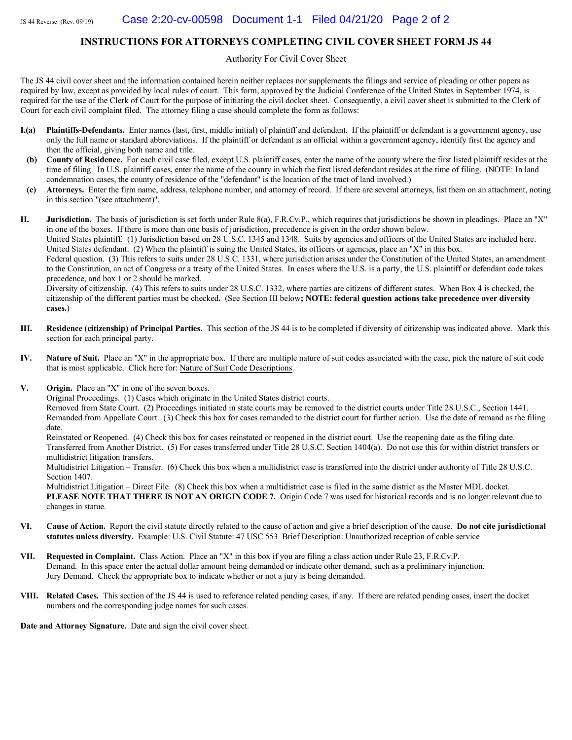# INSTRUCTIONS FOR ATTORNEYS COMPLETING CIVIL COVER SHEET FORM JS 44

Authority For Civil Cover Sheet

The JS 44 civil cover sheet and the information contained herein neither replaces nor supplements the filings and service of pleading or other papers as required by law, except as provided by local rules of court. This form, approved by the Judicial Conference of the United States in September 1974, is required for the use of the Clerk of Court for the purpose of initiating the civil docket sheet. Consequently, a civil cover sheet is submitted to the Clerk of Court for each civil complaint filed. The attorney filing a case should complete the form as follows:

**I.(a)** **Plaintiffs-Defendants.** Enter names (last, first, middle initial) of plaintiff and defendant. If the plaintiff or defendant is a government agency, use only the full name or standard abbreviations. If the plaintiff or defendant is an official within a government agency, identify first the agency and then the official, giving both name and title.

**(b)** **County of Residence.** For each civil case filed, except U.S. plaintiff cases, enter the name of the county where the first listed plaintiff resides at the time of filing. In U.S. plaintiff cases, enter the name of the county in which the first listed defendant resides at the time of filing. (NOTE: In land condemnation cases, the county of residence of the "defendant" is the location of the tract of land involved.)

**(c)** **Attorneys.** Enter the firm name, address, telephone number, and attorney of record. If there are several attorneys, list them on an attachment, noting in this section "(see attachment)".

**II.** **Jurisdiction.** The basis of jurisdiction is set forth under Rule 8(a), F.R.Cv.P., which requires that jurisdictions be shown in pleadings. Place an "X" in one of the boxes. If there is more than one basis of jurisdiction, precedence is given in the order shown below.
United States plaintiff. (1) Jurisdiction based on 28 U.S.C. 1345 and 1348. Suits by agencies and officers of the United States are included here.
United States defendant. (2) When the plaintiff is suing the United States, its officers or agencies, place an "X" in this box.
Federal question. (3) This refers to suits under 28 U.S.C. 1331, where jurisdiction arises under the Constitution of the United States, an amendment to the Constitution, an act of Congress or a treaty of the United States. In cases where the U.S. is a party, the U.S. plaintiff or defendant code takes precedence, and box 1 or 2 should be marked.
Diversity of citizenship. (4) This refers to suits under 28 U.S.C. 1332, where parties are citizens of different states. When Box 4 is checked, the citizenship of the different parties must be checked**.** (See Section III below**; NOTE: federal question actions take precedence over diversity cases.**)

**III.** **Residence (citizenship) of Principal Parties.** This section of the JS 44 is to be completed if diversity of citizenship was indicated above. Mark this section for each principal party.

**IV.** **Nature of Suit.** Place an "X" in the appropriate box. If there are multiple nature of suit codes associated with the case, pick the nature of suit code that is most applicable. Click here for: Nature of Suit Code Descriptions.

**V.** **Origin.** Place an "X" in one of the seven boxes.
Original Proceedings. (1) Cases which originate in the United States district courts.
Removed from State Court. (2) Proceedings initiated in state courts may be removed to the district courts under Title 28 U.S.C., Section 1441.
Remanded from Appellate Court. (3) Check this box for cases remanded to the district court for further action. Use the date of remand as the filing date.
Reinstated or Reopened. (4) Check this box for cases reinstated or reopened in the district court. Use the reopening date as the filing date.
Transferred from Another District. (5) For cases transferred under Title 28 U.S.C. Section 1404(a). Do not use this for within district transfers or multidistrict litigation transfers.
Multidistrict Litigation – Transfer. (6) Check this box when a multidistrict case is transferred into the district under authority of Title 28 U.S.C. Section 1407.
Multidistrict Litigation – Direct File. (8) Check this box when a multidistrict case is filed in the same district as the Master MDL docket.
**PLEASE NOTE THAT THERE IS NOT AN ORIGIN CODE 7.** Origin Code 7 was used for historical records and is no longer relevant due to changes in statue.

**VI.** **Cause of Action.** Report the civil statute directly related to the cause of action and give a brief description of the cause. **Do not cite jurisdictional statutes unless diversity.** Example: U.S. Civil Statute: 47 USC 553 Brief Description: Unauthorized reception of cable service

**VII.** **Requested in Complaint.** Class Action. Place an "X" in this box if you are filing a class action under Rule 23, F.R.Cv.P.
Demand. In this space enter the actual dollar amount being demanded or indicate other demand, such as a preliminary injunction.
Jury Demand. Check the appropriate box to indicate whether or not a jury is being demanded.

**VIII.** **Related Cases.** This section of the JS 44 is used to reference related pending cases, if any. If there are related pending cases, insert the docket numbers and the corresponding judge names for such cases.

**Date and Attorney Signature.** Date and sign the civil cover sheet.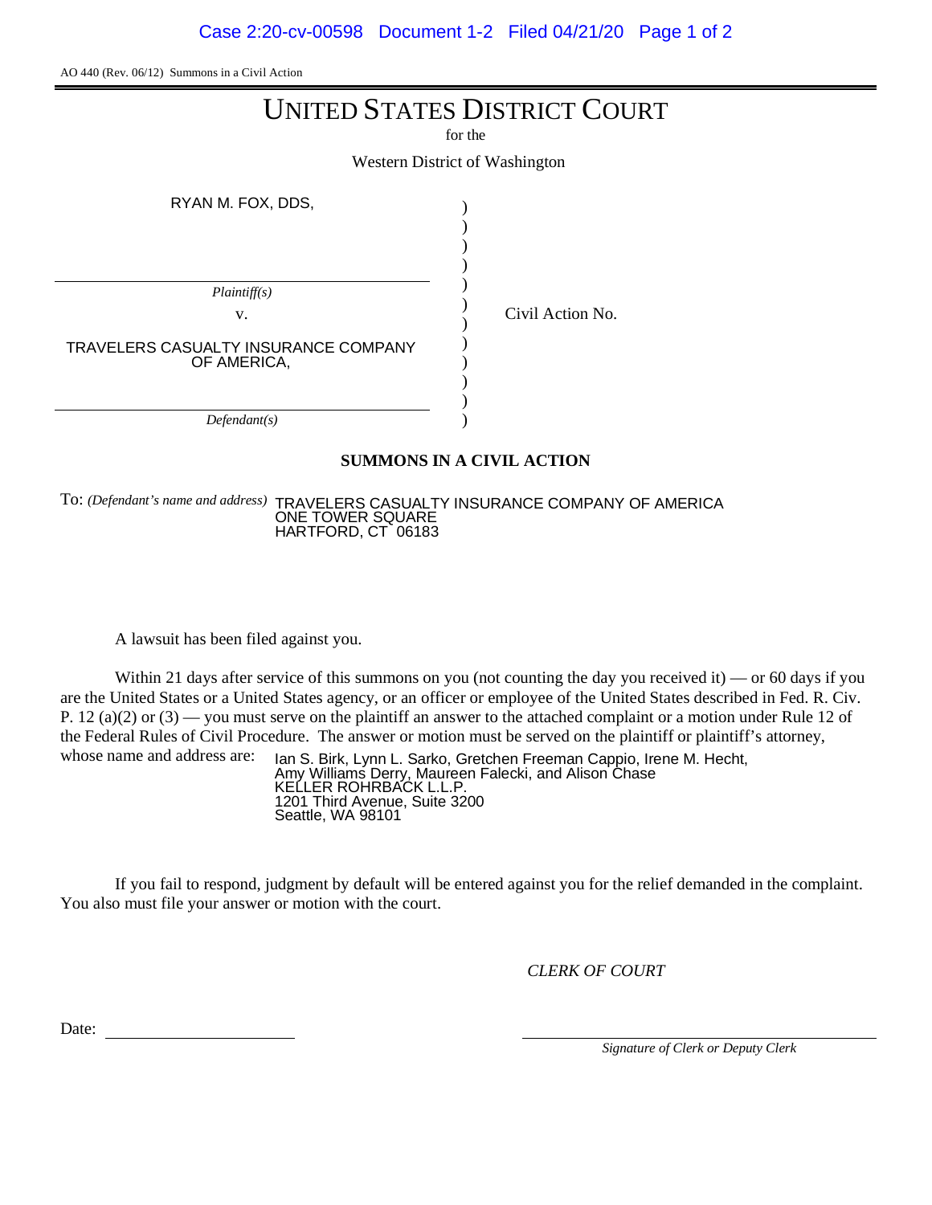AO 440 (Rev. 06/12) Summons in a Civil Action

# UNITED STATES DISTRICT COURT

for the

Western District of Washington

| | | |
|---|---|---|
| RYAN M. FOX, DDS, | ) | |
| *Plaintiff(s)* | ) | |
| v. | ) | Civil Action No. |
| TRAVELERS CASUALTY INSURANCE COMPANY OF AMERICA, | ) | |
| *Defendant(s)* | ) | |

## SUMMONS IN A CIVIL ACTION

To: *(Defendant's name and address)* TRAVELERS CASUALTY INSURANCE COMPANY OF AMERICA
ONE TOWER SQUARE
HARTFORD, CT 06183

A lawsuit has been filed against you.

Within 21 days after service of this summons on you (not counting the day you received it) — or 60 days if you are the United States or a United States agency, or an officer or employee of the United States described in Fed. R. Civ. P. 12 (a)(2) or (3) — you must serve on the plaintiff an answer to the attached complaint or a motion under Rule 12 of the Federal Rules of Civil Procedure. The answer or motion must be served on the plaintiff or plaintiff's attorney, whose name and address are:

Ian S. Birk, Lynn L. Sarko, Gretchen Freeman Cappio, Irene M. Hecht,
Amy Williams Derry, Maureen Falecki, and Alison Chase
KELLER ROHRBACK L.L.P.
1201 Third Avenue, Suite 3200
Seattle, WA 98101

If you fail to respond, judgment by default will be entered against you for the relief demanded in the complaint. You also must file your answer or motion with the court.

*CLERK OF COURT*

Date: ____________________

____________________
*Signature of Clerk or Deputy Clerk*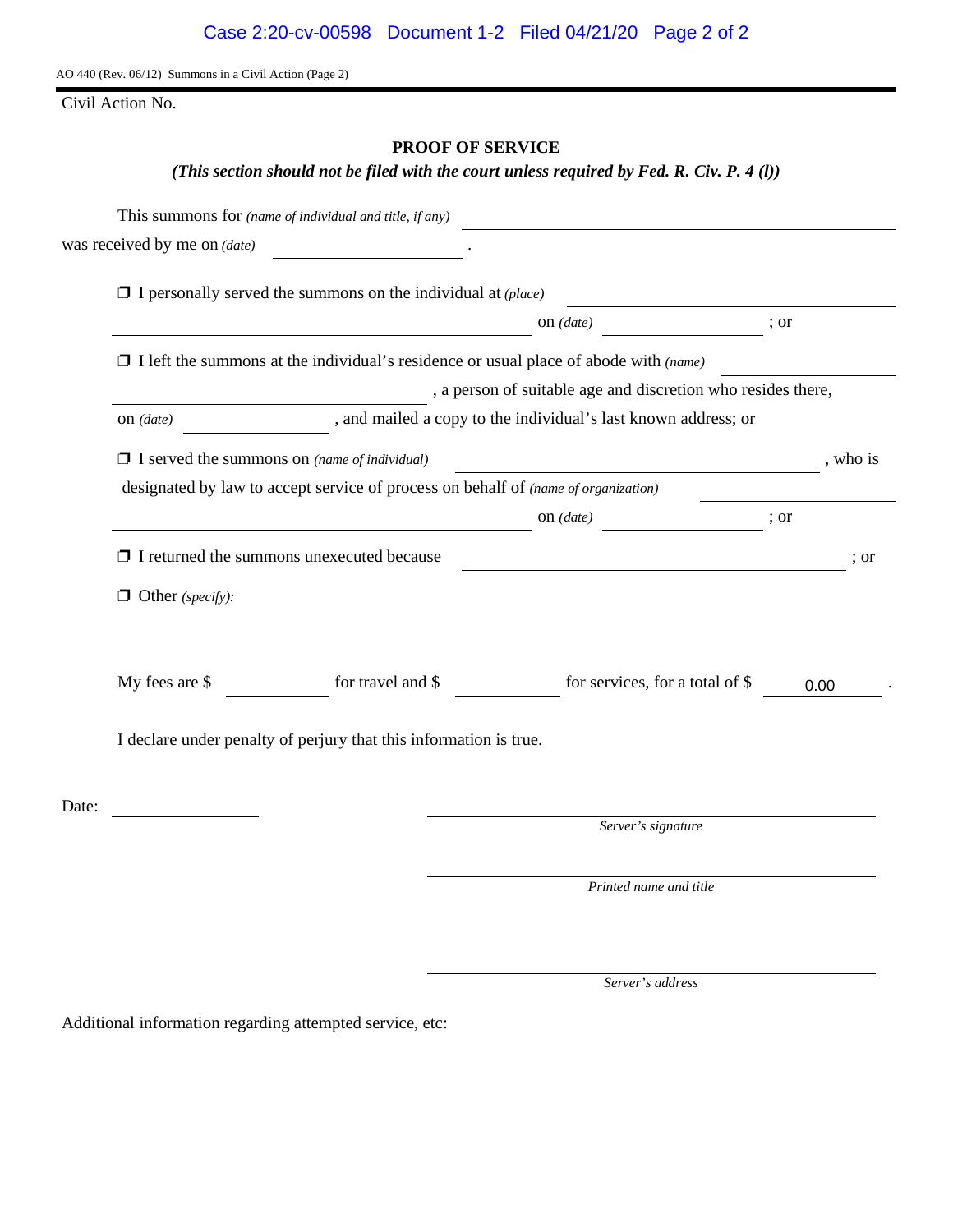AO 440 (Rev. 06/12) Summons in a Civil Action (Page 2)

Civil Action No.

## PROOF OF SERVICE

***(This section should not be filed with the court unless required by Fed. R. Civ. P. 4 (l))***

This summons for *(name of individual and title, if any)* \_\_\_\_\_\_\_\_\_\_\_\_\_\_\_\_\_\_\_\_

was received by me on *(date)* \_\_\_\_\_\_\_\_\_\_ .

❒ I personally served the summons on the individual at *(place)* \_\_\_\_\_\_\_\_\_\_\_\_\_\_\_\_\_\_\_\_ on *(date)* \_\_\_\_\_\_\_\_\_\_ ; or

❒ I left the summons at the individual's residence or usual place of abode with *(name)* \_\_\_\_\_\_\_\_\_\_\_\_\_\_\_\_\_\_\_\_ , a person of suitable age and discretion who resides there, on *(date)* \_\_\_\_\_\_\_\_\_\_ , and mailed a copy to the individual's last known address; or

❒ I served the summons on *(name of individual)* \_\_\_\_\_\_\_\_\_\_\_\_\_\_\_\_\_\_\_\_ , who is designated by law to accept service of process on behalf of *(name of organization)* \_\_\_\_\_\_\_\_\_\_\_\_\_\_\_\_\_\_\_\_ on *(date)* \_\_\_\_\_\_\_\_\_\_ ; or

❒ I returned the summons unexecuted because \_\_\_\_\_\_\_\_\_\_\_\_\_\_\_\_\_\_\_\_ ; or

❒ Other *(specify)*:

My fees are $ \_\_\_\_\_\_\_\_\_\_ for travel and $ \_\_\_\_\_\_\_\_\_\_ for services, for a total of $ 0.00 .

I declare under penalty of perjury that this information is true.

Date: \_\_\_\_\_\_\_\_\_\_

\_\_\_\_\_\_\_\_\_\_\_\_\_\_\_\_\_\_\_\_
*Server's signature*

\_\_\_\_\_\_\_\_\_\_\_\_\_\_\_\_\_\_\_\_
*Printed name and title*

\_\_\_\_\_\_\_\_\_\_\_\_\_\_\_\_\_\_\_\_
*Server's address*

Additional information regarding attempted service, etc: